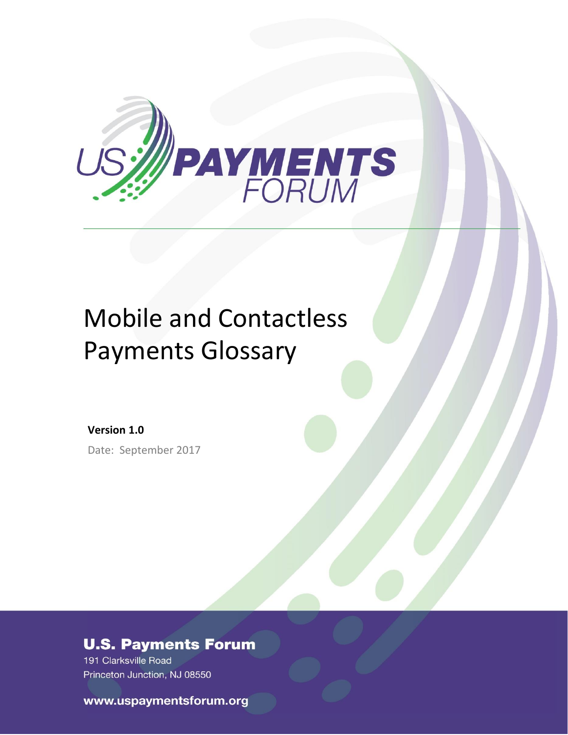US PAYMENTS FORUM

# Mobile and Contactless Payments Glossary

**Version 1.0**

Date: September 2017

**U.S. Payments Forum**

191 Clarksville Road

Princeton Junction, NJ 08550

**www.uspaymentsforum.org**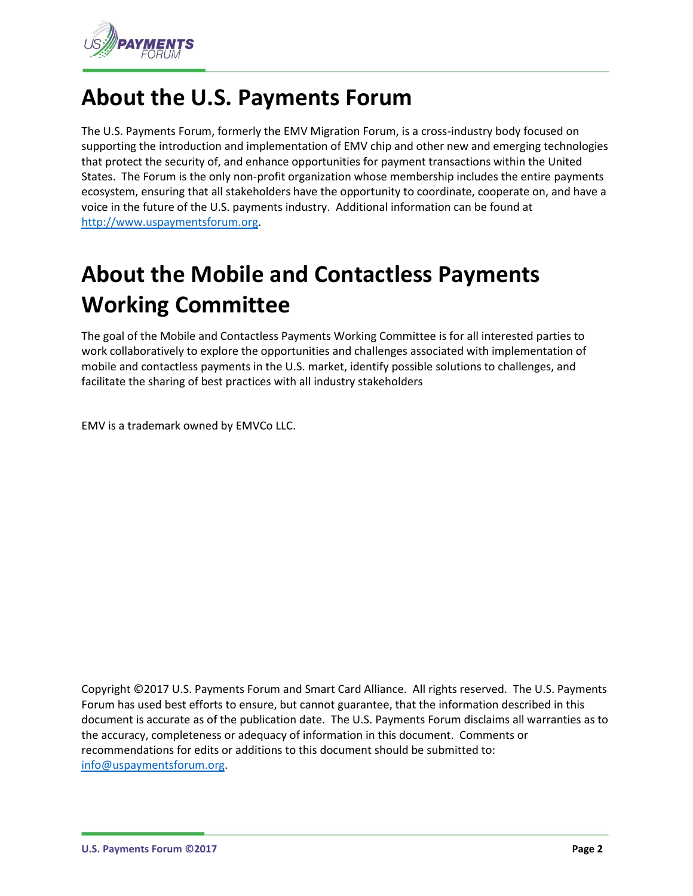# About the U.S. Payments Forum

The U.S. Payments Forum, formerly the EMV Migration Forum, is a cross-industry body focused on supporting the introduction and implementation of EMV chip and other new and emerging technologies that protect the security of, and enhance opportunities for payment transactions within the United States. The Forum is the only non-profit organization whose membership includes the entire payments ecosystem, ensuring that all stakeholders have the opportunity to coordinate, cooperate on, and have a voice in the future of the U.S. payments industry. Additional information can be found at http://www.uspaymentsforum.org.

# About the Mobile and Contactless Payments Working Committee

The goal of the Mobile and Contactless Payments Working Committee is for all interested parties to work collaboratively to explore the opportunities and challenges associated with implementation of mobile and contactless payments in the U.S. market, identify possible solutions to challenges, and facilitate the sharing of best practices with all industry stakeholders

EMV is a trademark owned by EMVCo LLC.

Copyright ©2017 U.S. Payments Forum and Smart Card Alliance. All rights reserved. The U.S. Payments Forum has used best efforts to ensure, but cannot guarantee, that the information described in this document is accurate as of the publication date. The U.S. Payments Forum disclaims all warranties as to the accuracy, completeness or adequacy of information in this document. Comments or recommendations for edits or additions to this document should be submitted to: info@uspaymentsforum.org.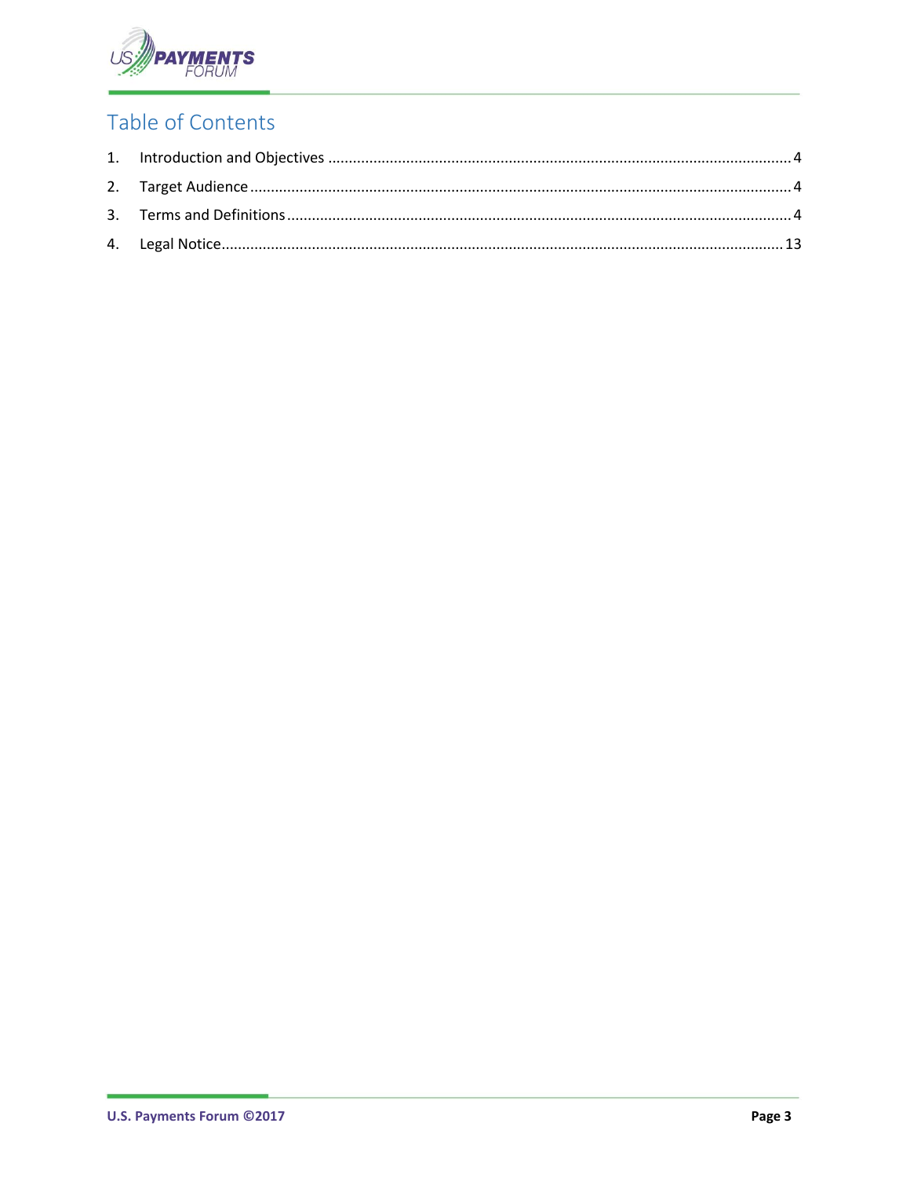# Table of Contents

1. Introduction and Objectives ........ 4
2. Target Audience ........ 4
3. Terms and Definitions ........ 4
4. Legal Notice ........ 13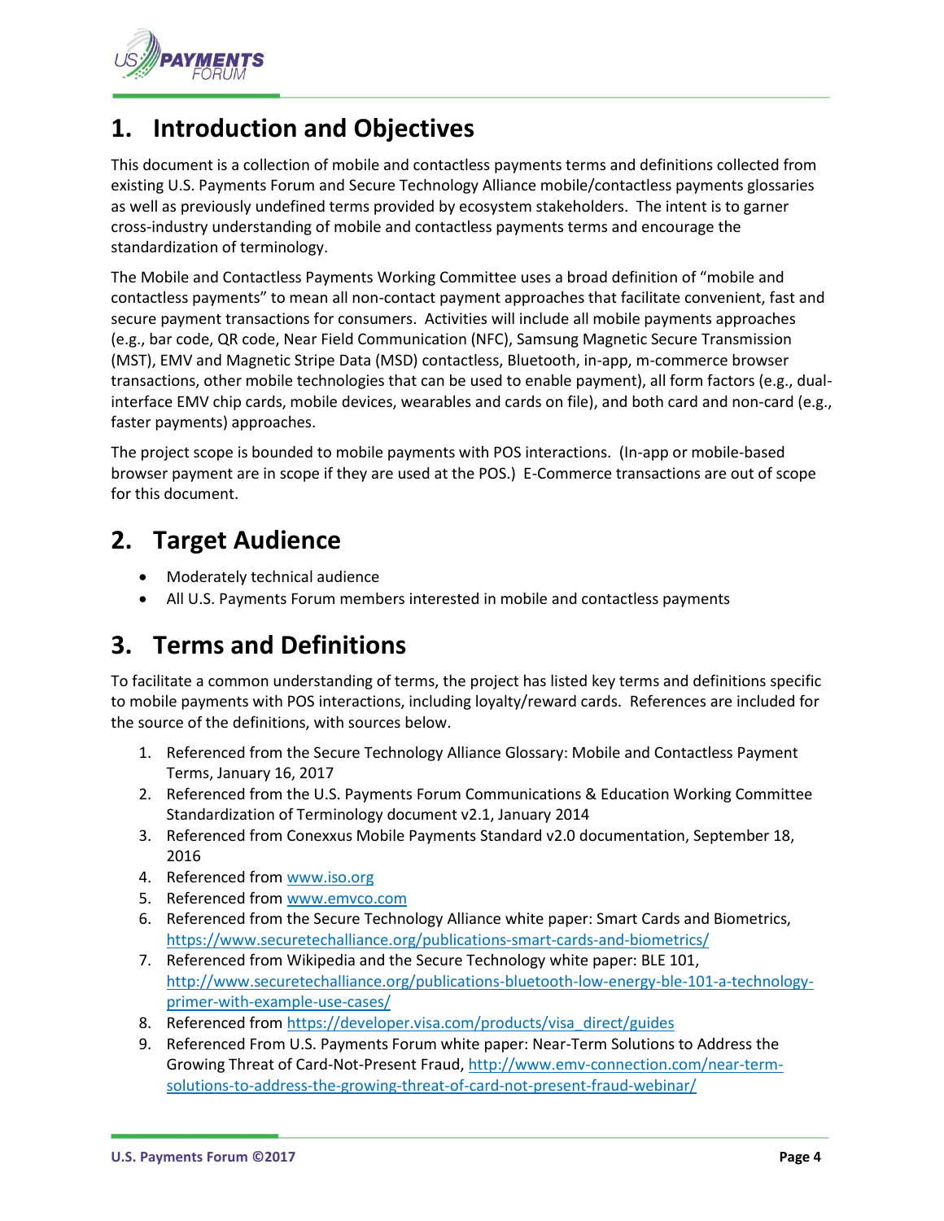# 1. Introduction and Objectives

This document is a collection of mobile and contactless payments terms and definitions collected from existing U.S. Payments Forum and Secure Technology Alliance mobile/contactless payments glossaries as well as previously undefined terms provided by ecosystem stakeholders. The intent is to garner cross-industry understanding of mobile and contactless payments terms and encourage the standardization of terminology.

The Mobile and Contactless Payments Working Committee uses a broad definition of "mobile and contactless payments" to mean all non-contact payment approaches that facilitate convenient, fast and secure payment transactions for consumers. Activities will include all mobile payments approaches (e.g., bar code, QR code, Near Field Communication (NFC), Samsung Magnetic Secure Transmission (MST), EMV and Magnetic Stripe Data (MSD) contactless, Bluetooth, in-app, m-commerce browser transactions, other mobile technologies that can be used to enable payment), all form factors (e.g., dual-interface EMV chip cards, mobile devices, wearables and cards on file), and both card and non-card (e.g., faster payments) approaches.

The project scope is bounded to mobile payments with POS interactions. (In-app or mobile-based browser payment are in scope if they are used at the POS.) E-Commerce transactions are out of scope for this document.

# 2. Target Audience

- Moderately technical audience
- All U.S. Payments Forum members interested in mobile and contactless payments

# 3. Terms and Definitions

To facilitate a common understanding of terms, the project has listed key terms and definitions specific to mobile payments with POS interactions, including loyalty/reward cards. References are included for the source of the definitions, with sources below.

1. Referenced from the Secure Technology Alliance Glossary: Mobile and Contactless Payment Terms, January 16, 2017
2. Referenced from the U.S. Payments Forum Communications & Education Working Committee Standardization of Terminology document v2.1, January 2014
3. Referenced from Conexxus Mobile Payments Standard v2.0 documentation, September 18, 2016
4. Referenced from www.iso.org
5. Referenced from www.emvco.com
6. Referenced from the Secure Technology Alliance white paper: Smart Cards and Biometrics, https://www.securetechalliance.org/publications-smart-cards-and-biometrics/
7. Referenced from Wikipedia and the Secure Technology white paper: BLE 101, http://www.securetechalliance.org/publications-bluetooth-low-energy-ble-101-a-technology-primer-with-example-use-cases/
8. Referenced from https://developer.visa.com/products/visa_direct/guides
9. Referenced From U.S. Payments Forum white paper: Near-Term Solutions to Address the Growing Threat of Card-Not-Present Fraud, http://www.emv-connection.com/near-term-solutions-to-address-the-growing-threat-of-card-not-present-fraud-webinar/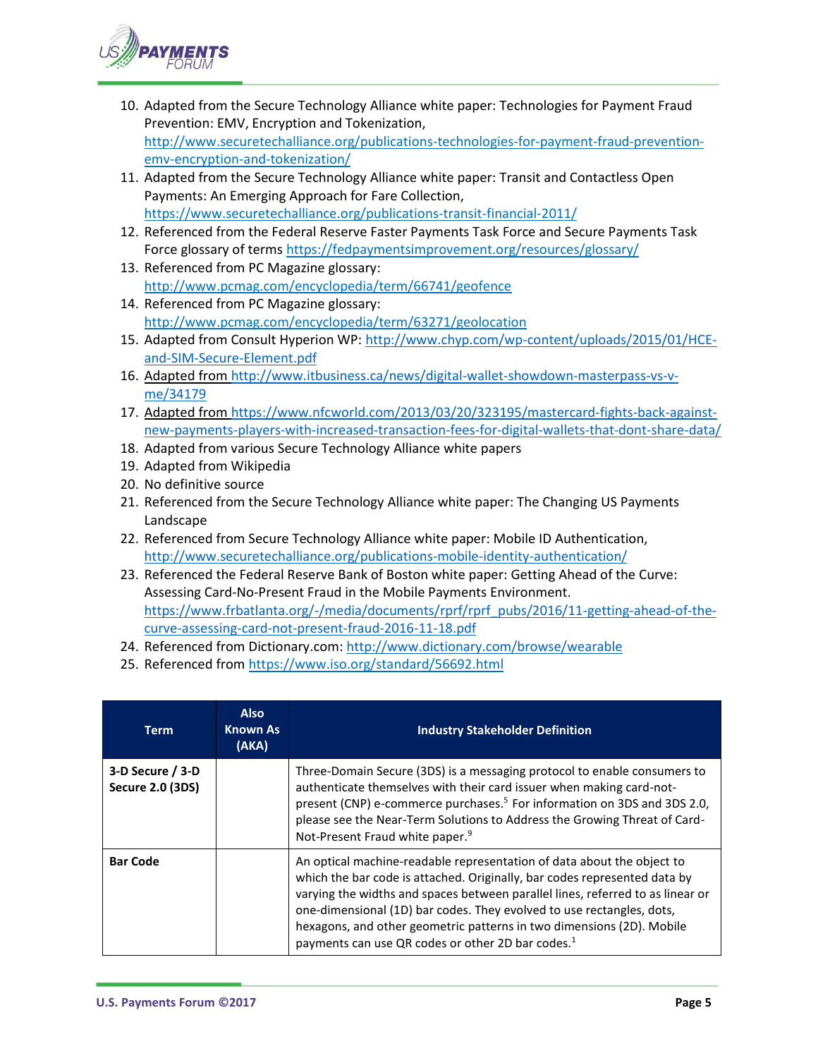10. Adapted from the Secure Technology Alliance white paper: Technologies for Payment Fraud Prevention: EMV, Encryption and Tokenization, http://www.securetechalliance.org/publications-technologies-for-payment-fraud-prevention-emv-encryption-and-tokenization/
11. Adapted from the Secure Technology Alliance white paper: Transit and Contactless Open Payments: An Emerging Approach for Fare Collection, https://www.securetechalliance.org/publications-transit-financial-2011/
12. Referenced from the Federal Reserve Faster Payments Task Force and Secure Payments Task Force glossary of terms https://fedpaymentsimprovement.org/resources/glossary/
13. Referenced from PC Magazine glossary: http://www.pcmag.com/encyclopedia/term/66741/geofence
14. Referenced from PC Magazine glossary: http://www.pcmag.com/encyclopedia/term/63271/geolocation
15. Adapted from Consult Hyperion WP: http://www.chyp.com/wp-content/uploads/2015/01/HCE-and-SIM-Secure-Element.pdf
16. Adapted from http://www.itbusiness.ca/news/digital-wallet-showdown-masterpass-vs-v-me/34179
17. Adapted from https://www.nfcworld.com/2013/03/20/323195/mastercard-fights-back-against-new-payments-players-with-increased-transaction-fees-for-digital-wallets-that-dont-share-data/
18. Adapted from various Secure Technology Alliance white papers
19. Adapted from Wikipedia
20. No definitive source
21. Referenced from the Secure Technology Alliance white paper: The Changing US Payments Landscape
22. Referenced from Secure Technology Alliance white paper: Mobile ID Authentication, http://www.securetechalliance.org/publications-mobile-identity-authentication/
23. Referenced the Federal Reserve Bank of Boston white paper: Getting Ahead of the Curve: Assessing Card-No-Present Fraud in the Mobile Payments Environment. https://www.frbatlanta.org/-/media/documents/rprf/rprf_pubs/2016/11-getting-ahead-of-the-curve-assessing-card-not-present-fraud-2016-11-18.pdf
24. Referenced from Dictionary.com: http://www.dictionary.com/browse/wearable
25. Referenced from https://www.iso.org/standard/56692.html

| Term | Also Known As (AKA) | Industry Stakeholder Definition |
|---|---|---|
| **3-D Secure / 3-D Secure 2.0 (3DS)** | | Three-Domain Secure (3DS) is a messaging protocol to enable consumers to authenticate themselves with their card issuer when making card-not-present (CNP) e-commerce purchases.[5] For information on 3DS and 3DS 2.0, please see the Near-Term Solutions to Address the Growing Threat of Card-Not-Present Fraud white paper.[9] |
| **Bar Code** | | An optical machine-readable representation of data about the object to which the bar code is attached. Originally, bar codes represented data by varying the widths and spaces between parallel lines, referred to as linear or one-dimensional (1D) bar codes. They evolved to use rectangles, dots, hexagons, and other geometric patterns in two dimensions (2D). Mobile payments can use QR codes or other 2D bar codes.[1] |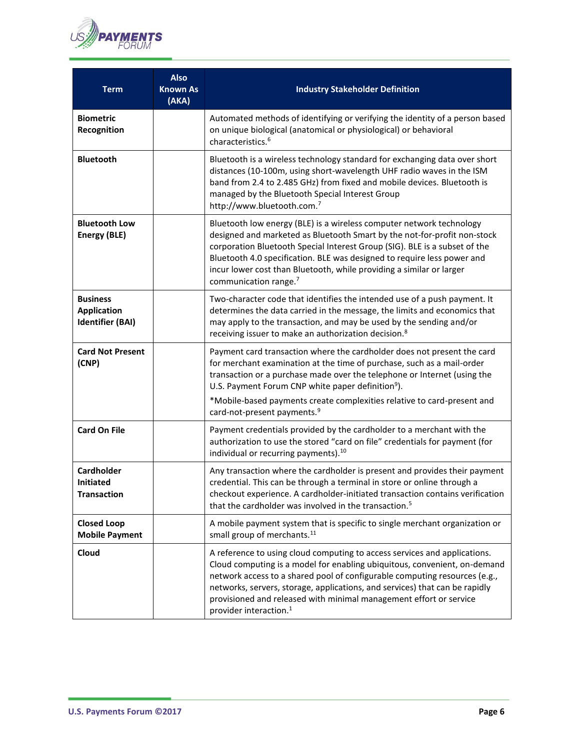| Term | Also Known As (AKA) | Industry Stakeholder Definition |
| --- | --- | --- |
| **Biometric Recognition** | | Automated methods of identifying or verifying the identity of a person based on unique biological (anatomical or physiological) or behavioral characteristics.[6] |
| **Bluetooth** | | Bluetooth is a wireless technology standard for exchanging data over short distances (10-100m, using short-wavelength UHF radio waves in the ISM band from 2.4 to 2.485 GHz) from fixed and mobile devices. Bluetooth is managed by the Bluetooth Special Interest Group http://www.bluetooth.com.[7] |
| **Bluetooth Low Energy (BLE)** | | Bluetooth low energy (BLE) is a wireless computer network technology designed and marketed as Bluetooth Smart by the not-for-profit non-stock corporation Bluetooth Special Interest Group (SIG). BLE is a subset of the Bluetooth 4.0 specification. BLE was designed to require less power and incur lower cost than Bluetooth, while providing a similar or larger communication range.[7] |
| **Business Application Identifier (BAI)** | | Two-character code that identifies the intended use of a push payment. It determines the data carried in the message, the limits and economics that may apply to the transaction, and may be used by the sending and/or receiving issuer to make an authorization decision.[8] |
| **Card Not Present (CNP)** | | Payment card transaction where the cardholder does not present the card for merchant examination at the time of purchase, such as a mail-order transaction or a purchase made over the telephone or Internet (using the U.S. Payment Forum CNP white paper definition[9]).<br><br>*Mobile-based payments create complexities relative to card-present and card-not-present payments.[9] |
| **Card On File** | | Payment credentials provided by the cardholder to a merchant with the authorization to use the stored “card on file” credentials for payment (for individual or recurring payments).[10] |
| **Cardholder Initiated Transaction** | | Any transaction where the cardholder is present and provides their payment credential. This can be through a terminal in store or online through a checkout experience. A cardholder-initiated transaction contains verification that the cardholder was involved in the transaction.[5] |
| **Closed Loop Mobile Payment** | | A mobile payment system that is specific to single merchant organization or small group of merchants.[11] |
| **Cloud** | | A reference to using cloud computing to access services and applications. Cloud computing is a model for enabling ubiquitous, convenient, on-demand network access to a shared pool of configurable computing resources (e.g., networks, servers, storage, applications, and services) that can be rapidly provisioned and released with minimal management effort or service provider interaction.[1] |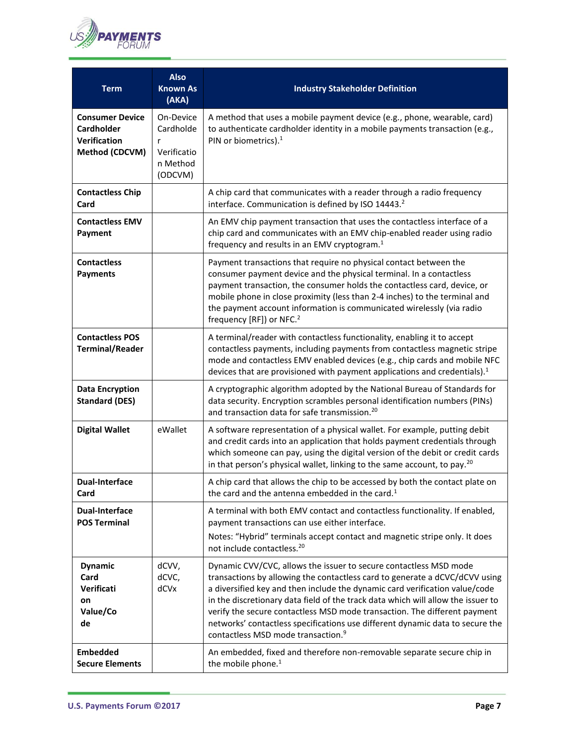| Term | Also Known As (AKA) | Industry Stakeholder Definition |
|---|---|---|
| **Consumer Device Cardholder Verification Method (CDCVM)** | On-Device Cardholder Verification Method (ODCVM) | A method that uses a mobile payment device (e.g., phone, wearable, card) to authenticate cardholder identity in a mobile payments transaction (e.g., PIN or biometrics).[1] |
| **Contactless Chip Card** | | A chip card that communicates with a reader through a radio frequency interface. Communication is defined by ISO 14443.[2] |
| **Contactless EMV Payment** | | An EMV chip payment transaction that uses the contactless interface of a chip card and communicates with an EMV chip-enabled reader using radio frequency and results in an EMV cryptogram.[1] |
| **Contactless Payments** | | Payment transactions that require no physical contact between the consumer payment device and the physical terminal. In a contactless payment transaction, the consumer holds the contactless card, device, or mobile phone in close proximity (less than 2-4 inches) to the terminal and the payment account information is communicated wirelessly (via radio frequency [RF]) or NFC.[2] |
| **Contactless POS Terminal/Reader** | | A terminal/reader with contactless functionality, enabling it to accept contactless payments, including payments from contactless magnetic stripe mode and contactless EMV enabled devices (e.g., chip cards and mobile NFC devices that are provisioned with payment applications and credentials).[1] |
| **Data Encryption Standard (DES)** | | A cryptographic algorithm adopted by the National Bureau of Standards for data security. Encryption scrambles personal identification numbers (PINs) and transaction data for safe transmission.[20] |
| **Digital Wallet** | eWallet | A software representation of a physical wallet. For example, putting debit and credit cards into an application that holds payment credentials through which someone can pay, using the digital version of the debit or credit cards in that person's physical wallet, linking to the same account, to pay.[20] |
| **Dual-Interface Card** | | A chip card that allows the chip to be accessed by both the contact plate on the card and the antenna embedded in the card.[1] |
| **Dual-Interface POS Terminal** | | A terminal with both EMV contact and contactless functionality. If enabled, payment transactions can use either interface.<br>Notes: "Hybrid" terminals accept contact and magnetic stripe only. It does not include contactless.[20] |
| **Dynamic Card Verification Value/Code** | dCVV, dCVC, dCVx | Dynamic CVV/CVC, allows the issuer to secure contactless MSD mode transactions by allowing the contactless card to generate a dCVC/dCVV using a diversified key and then include the dynamic card verification value/code in the discretionary data field of the track data which will allow the issuer to verify the secure contactless MSD mode transaction. The different payment networks' contactless specifications use different dynamic data to secure the contactless MSD mode transaction.[9] |
| **Embedded Secure Elements** | | An embedded, fixed and therefore non-removable separate secure chip in the mobile phone.[1] |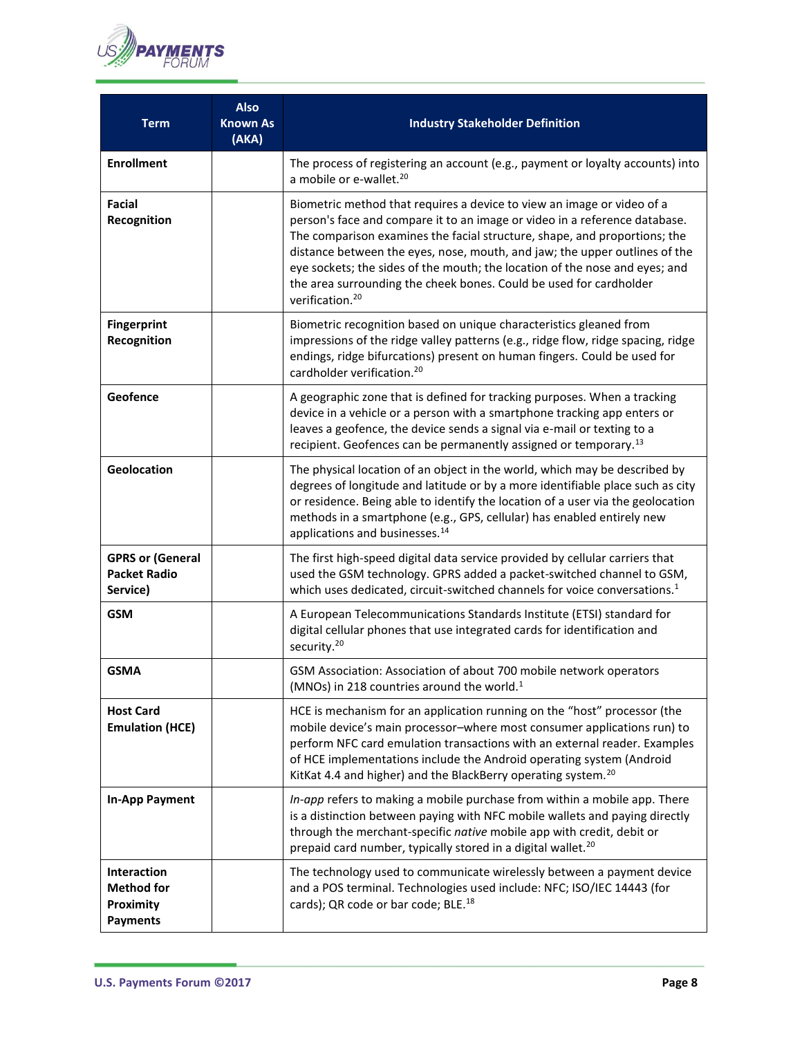| Term | Also Known As (AKA) | Industry Stakeholder Definition |
|---|---|---|
| **Enrollment** | | The process of registering an account (e.g., payment or loyalty accounts) into a mobile or e-wallet.[20] |
| **Facial Recognition** | | Biometric method that requires a device to view an image or video of a person's face and compare it to an image or video in a reference database. The comparison examines the facial structure, shape, and proportions; the distance between the eyes, nose, mouth, and jaw; the upper outlines of the eye sockets; the sides of the mouth; the location of the nose and eyes; and the area surrounding the cheek bones. Could be used for cardholder verification.[20] |
| **Fingerprint Recognition** | | Biometric recognition based on unique characteristics gleaned from impressions of the ridge valley patterns (e.g., ridge flow, ridge spacing, ridge endings, ridge bifurcations) present on human fingers. Could be used for cardholder verification.[20] |
| **Geofence** | | A geographic zone that is defined for tracking purposes. When a tracking device in a vehicle or a person with a smartphone tracking app enters or leaves a geofence, the device sends a signal via e-mail or texting to a recipient. Geofences can be permanently assigned or temporary.[13] |
| **Geolocation** | | The physical location of an object in the world, which may be described by degrees of longitude and latitude or by a more identifiable place such as city or residence. Being able to identify the location of a user via the geolocation methods in a smartphone (e.g., GPS, cellular) has enabled entirely new applications and businesses.[14] |
| **GPRS or (General Packet Radio Service)** | | The first high-speed digital data service provided by cellular carriers that used the GSM technology. GPRS added a packet-switched channel to GSM, which uses dedicated, circuit-switched channels for voice conversations.[1] |
| **GSM** | | A European Telecommunications Standards Institute (ETSI) standard for digital cellular phones that use integrated cards for identification and security.[20] |
| **GSMA** | | GSM Association: Association of about 700 mobile network operators (MNOs) in 218 countries around the world.[1] |
| **Host Card Emulation (HCE)** | | HCE is mechanism for an application running on the "host" processor (the mobile device's main processor–where most consumer applications run) to perform NFC card emulation transactions with an external reader. Examples of HCE implementations include the Android operating system (Android KitKat 4.4 and higher) and the BlackBerry operating system.[20] |
| **In-App Payment** | | *In-app* refers to making a mobile purchase from within a mobile app. There is a distinction between paying with NFC mobile wallets and paying directly through the merchant-specific *native* mobile app with credit, debit or prepaid card number, typically stored in a digital wallet.[20] |
| **Interaction Method for Proximity Payments** | | The technology used to communicate wirelessly between a payment device and a POS terminal. Technologies used include: NFC; ISO/IEC 14443 (for cards); QR code or bar code; BLE.[18] |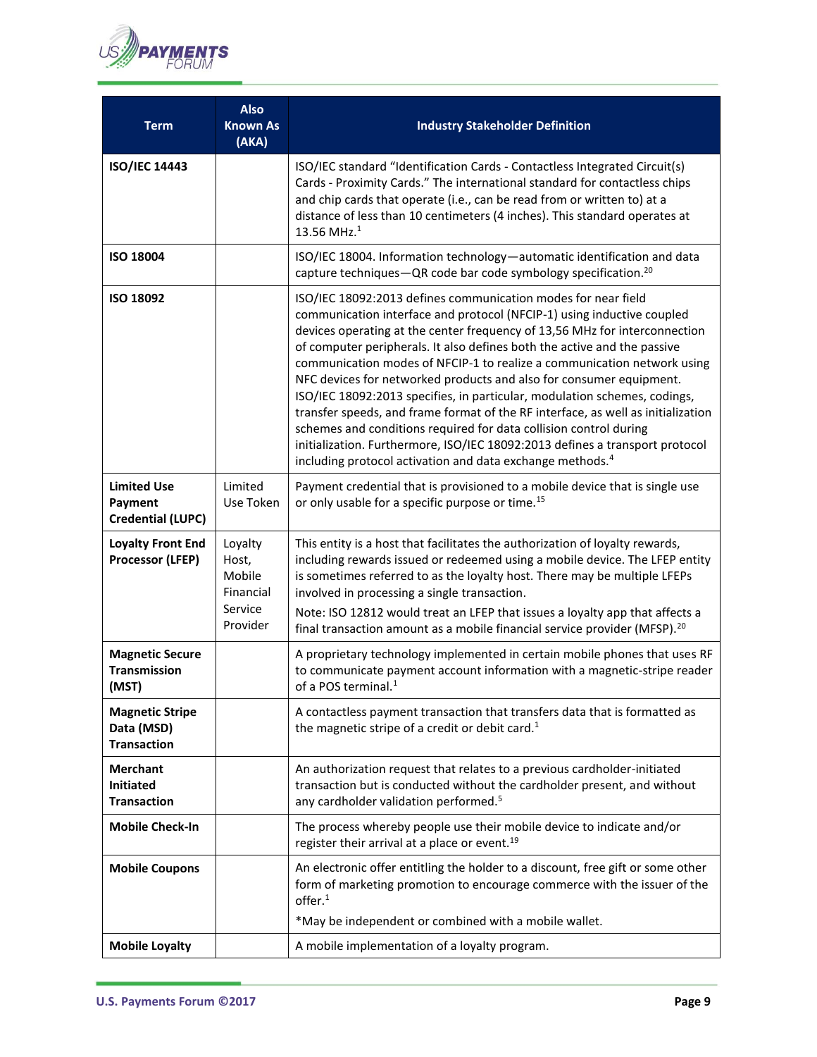| Term | Also Known As (AKA) | Industry Stakeholder Definition |
|---|---|---|
| **ISO/IEC 14443** | | ISO/IEC standard "Identification Cards - Contactless Integrated Circuit(s) Cards - Proximity Cards." The international standard for contactless chips and chip cards that operate (i.e., can be read from or written to) at a distance of less than 10 centimeters (4 inches). This standard operates at 13.56 MHz.[1] |
| **ISO 18004** | | ISO/IEC 18004. Information technology—automatic identification and data capture techniques—QR code bar code symbology specification.[20] |
| **ISO 18092** | | ISO/IEC 18092:2013 defines communication modes for near field communication interface and protocol (NFCIP-1) using inductive coupled devices operating at the center frequency of 13,56 MHz for interconnection of computer peripherals. It also defines both the active and the passive communication modes of NFCIP-1 to realize a communication network using NFC devices for networked products and also for consumer equipment. ISO/IEC 18092:2013 specifies, in particular, modulation schemes, codings, transfer speeds, and frame format of the RF interface, as well as initialization schemes and conditions required for data collision control during initialization. Furthermore, ISO/IEC 18092:2013 defines a transport protocol including protocol activation and data exchange methods.[4] |
| **Limited Use Payment Credential (LUPC)** | Limited Use Token | Payment credential that is provisioned to a mobile device that is single use or only usable for a specific purpose or time.[15] |
| **Loyalty Front End Processor (LFEP)** | Loyalty Host, Mobile Financial Service Provider | This entity is a host that facilitates the authorization of loyalty rewards, including rewards issued or redeemed using a mobile device. The LFEP entity is sometimes referred to as the loyalty host. There may be multiple LFEPs involved in processing a single transaction.<br>Note: ISO 12812 would treat an LFEP that issues a loyalty app that affects a final transaction amount as a mobile financial service provider (MFSP).[20] |
| **Magnetic Secure Transmission (MST)** | | A proprietary technology implemented in certain mobile phones that uses RF to communicate payment account information with a magnetic-stripe reader of a POS terminal.[1] |
| **Magnetic Stripe Data (MSD) Transaction** | | A contactless payment transaction that transfers data that is formatted as the magnetic stripe of a credit or debit card.[1] |
| **Merchant Initiated Transaction** | | An authorization request that relates to a previous cardholder-initiated transaction but is conducted without the cardholder present, and without any cardholder validation performed.[5] |
| **Mobile Check-In** | | The process whereby people use their mobile device to indicate and/or register their arrival at a place or event.[19] |
| **Mobile Coupons** | | An electronic offer entitling the holder to a discount, free gift or some other form of marketing promotion to encourage commerce with the issuer of the offer.[1]<br>*May be independent or combined with a mobile wallet. |
| **Mobile Loyalty** | | A mobile implementation of a loyalty program. |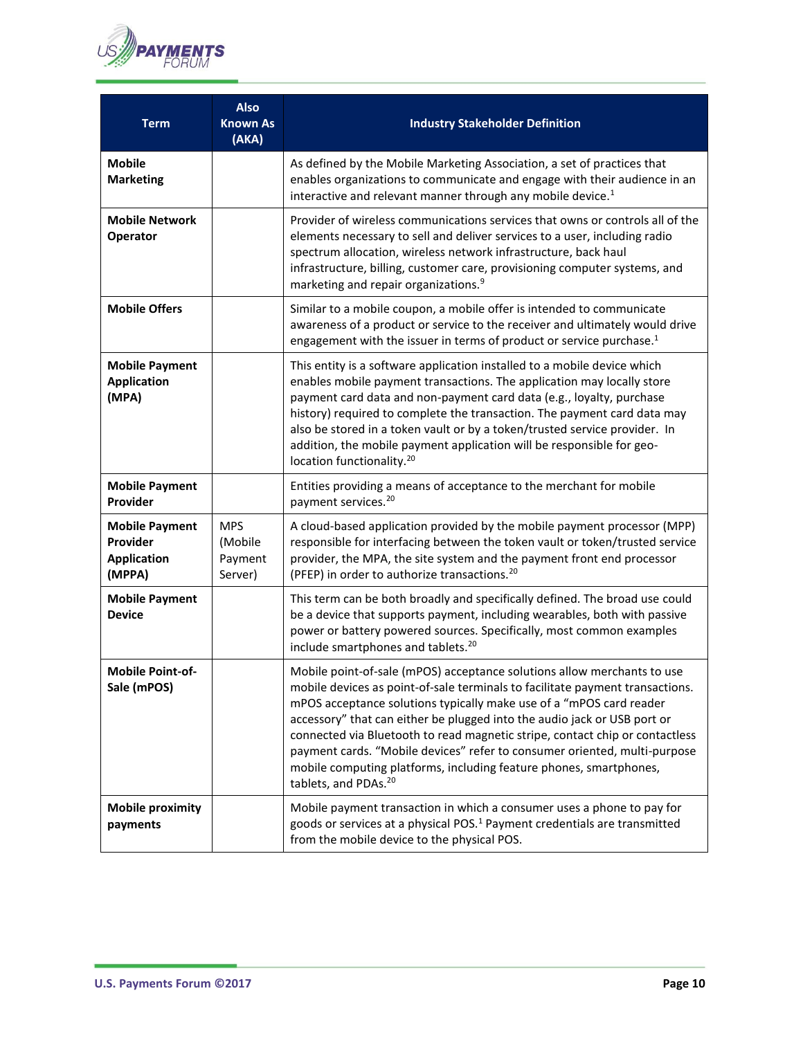| Term | Also Known As (AKA) | Industry Stakeholder Definition |
|---|---|---|
| **Mobile Marketing** | | As defined by the Mobile Marketing Association, a set of practices that enables organizations to communicate and engage with their audience in an interactive and relevant manner through any mobile device.[1] |
| **Mobile Network Operator** | | Provider of wireless communications services that owns or controls all of the elements necessary to sell and deliver services to a user, including radio spectrum allocation, wireless network infrastructure, back haul infrastructure, billing, customer care, provisioning computer systems, and marketing and repair organizations.[9] |
| **Mobile Offers** | | Similar to a mobile coupon, a mobile offer is intended to communicate awareness of a product or service to the receiver and ultimately would drive engagement with the issuer in terms of product or service purchase.[1] |
| **Mobile Payment Application (MPA)** | | This entity is a software application installed to a mobile device which enables mobile payment transactions. The application may locally store payment card data and non-payment card data (e.g., loyalty, purchase history) required to complete the transaction. The payment card data may also be stored in a token vault or by a token/trusted service provider. In addition, the mobile payment application will be responsible for geo-location functionality.[20] |
| **Mobile Payment Provider** | | Entities providing a means of acceptance to the merchant for mobile payment services.[20] |
| **Mobile Payment Provider Application (MPPA)** | MPS (Mobile Payment Server) | A cloud-based application provided by the mobile payment processor (MPP) responsible for interfacing between the token vault or token/trusted service provider, the MPA, the site system and the payment front end processor (PFEP) in order to authorize transactions.[20] |
| **Mobile Payment Device** | | This term can be both broadly and specifically defined. The broad use could be a device that supports payment, including wearables, both with passive power or battery powered sources. Specifically, most common examples include smartphones and tablets.[20] |
| **Mobile Point-of-Sale (mPOS)** | | Mobile point-of-sale (mPOS) acceptance solutions allow merchants to use mobile devices as point-of-sale terminals to facilitate payment transactions. mPOS acceptance solutions typically make use of a "mPOS card reader accessory" that can either be plugged into the audio jack or USB port or connected via Bluetooth to read magnetic stripe, contact chip or contactless payment cards. "Mobile devices" refer to consumer oriented, multi-purpose mobile computing platforms, including feature phones, smartphones, tablets, and PDAs.[20] |
| **Mobile proximity payments** | | Mobile payment transaction in which a consumer uses a phone to pay for goods or services at a physical POS.[1] Payment credentials are transmitted from the mobile device to the physical POS. |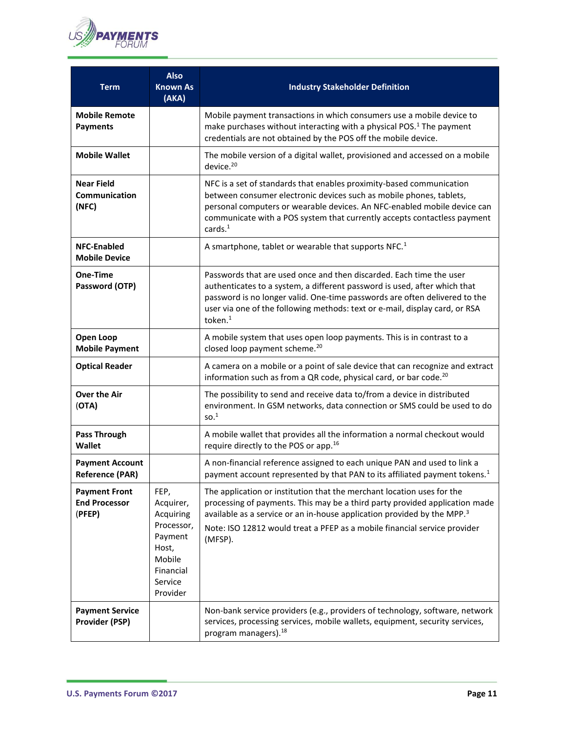| Term | Also Known As (AKA) | Industry Stakeholder Definition |
|---|---|---|
| **Mobile Remote Payments** | | Mobile payment transactions in which consumers use a mobile device to make purchases without interacting with a physical POS.[1] The payment credentials are not obtained by the POS off the mobile device. |
| **Mobile Wallet** | | The mobile version of a digital wallet, provisioned and accessed on a mobile device.[20] |
| **Near Field Communication (NFC)** | | NFC is a set of standards that enables proximity-based communication between consumer electronic devices such as mobile phones, tablets, personal computers or wearable devices. An NFC-enabled mobile device can communicate with a POS system that currently accepts contactless payment cards.[1] |
| **NFC-Enabled Mobile Device** | | A smartphone, tablet or wearable that supports NFC.[1] |
| **One-Time Password (OTP)** | | Passwords that are used once and then discarded. Each time the user authenticates to a system, a different password is used, after which that password is no longer valid. One-time passwords are often delivered to the user via one of the following methods: text or e-mail, display card, or RSA token.[1] |
| **Open Loop Mobile Payment** | | A mobile system that uses open loop payments. This is in contrast to a closed loop payment scheme.[20] |
| **Optical Reader** | | A camera on a mobile or a point of sale device that can recognize and extract information such as from a QR code, physical card, or bar code.[20] |
| **Over the Air (OTA)** | | The possibility to send and receive data to/from a device in distributed environment. In GSM networks, data connection or SMS could be used to do so.[1] |
| **Pass Through Wallet** | | A mobile wallet that provides all the information a normal checkout would require directly to the POS or app.[16] |
| **Payment Account Reference (PAR)** | | A non-financial reference assigned to each unique PAN and used to link a payment account represented by that PAN to its affiliated payment tokens.[1] |
| **Payment Front End Processor (PFEP)** | FEP, Acquirer, Acquiring Processor, Payment Host, Mobile Financial Service Provider | The application or institution that the merchant location uses for the processing of payments. This may be a third party provided application made available as a service or an in-house application provided by the MPP.[3]<br><br>Note: ISO 12812 would treat a PFEP as a mobile financial service provider (MFSP). |
| **Payment Service Provider (PSP)** | | Non-bank service providers (e.g., providers of technology, software, network services, processing services, mobile wallets, equipment, security services, program managers).[18] |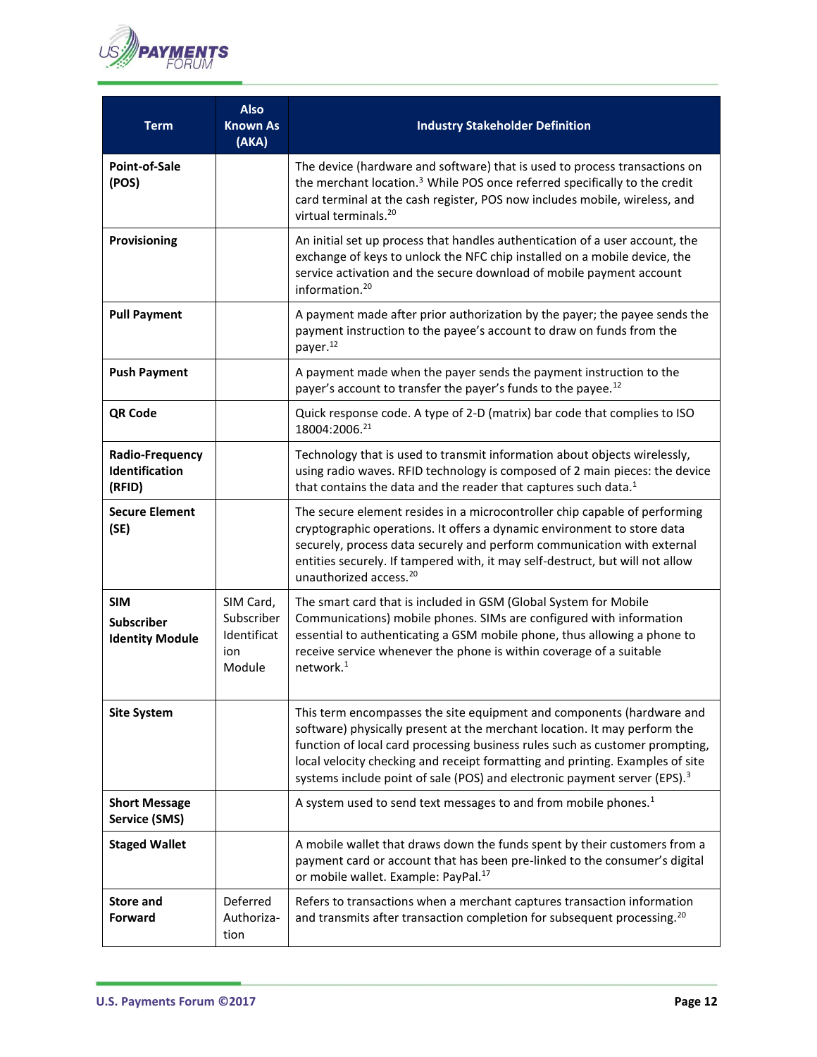| Term | Also Known As (AKA) | Industry Stakeholder Definition |
|---|---|---|
| **Point-of-Sale (POS)** | | The device (hardware and software) that is used to process transactions on the merchant location.[3] While POS once referred specifically to the credit card terminal at the cash register, POS now includes mobile, wireless, and virtual terminals.[20] |
| **Provisioning** | | An initial set up process that handles authentication of a user account, the exchange of keys to unlock the NFC chip installed on a mobile device, the service activation and the secure download of mobile payment account information.[20] |
| **Pull Payment** | | A payment made after prior authorization by the payer; the payee sends the payment instruction to the payee's account to draw on funds from the payer.[12] |
| **Push Payment** | | A payment made when the payer sends the payment instruction to the payer's account to transfer the payer's funds to the payee.[12] |
| **QR Code** | | Quick response code. A type of 2-D (matrix) bar code that complies to ISO 18004:2006.[21] |
| **Radio-Frequency Identification (RFID)** | | Technology that is used to transmit information about objects wirelessly, using radio waves. RFID technology is composed of 2 main pieces: the device that contains the data and the reader that captures such data.[1] |
| **Secure Element (SE)** | | The secure element resides in a microcontroller chip capable of performing cryptographic operations. It offers a dynamic environment to store data securely, process data securely and perform communication with external entities securely. If tampered with, it may self-destruct, but will not allow unauthorized access.[20] |
| **SIM Subscriber Identity Module** | SIM Card, Subscriber Identification Module | The smart card that is included in GSM (Global System for Mobile Communications) mobile phones. SIMs are configured with information essential to authenticating a GSM mobile phone, thus allowing a phone to receive service whenever the phone is within coverage of a suitable network.[1] |
| **Site System** | | This term encompasses the site equipment and components (hardware and software) physically present at the merchant location. It may perform the function of local card processing business rules such as customer prompting, local velocity checking and receipt formatting and printing. Examples of site systems include point of sale (POS) and electronic payment server (EPS).[3] |
| **Short Message Service (SMS)** | | A system used to send text messages to and from mobile phones.[1] |
| **Staged Wallet** | | A mobile wallet that draws down the funds spent by their customers from a payment card or account that has been pre-linked to the consumer's digital or mobile wallet. Example: PayPal.[17] |
| **Store and Forward** | Deferred Authorization | Refers to transactions when a merchant captures transaction information and transmits after transaction completion for subsequent processing.[20] |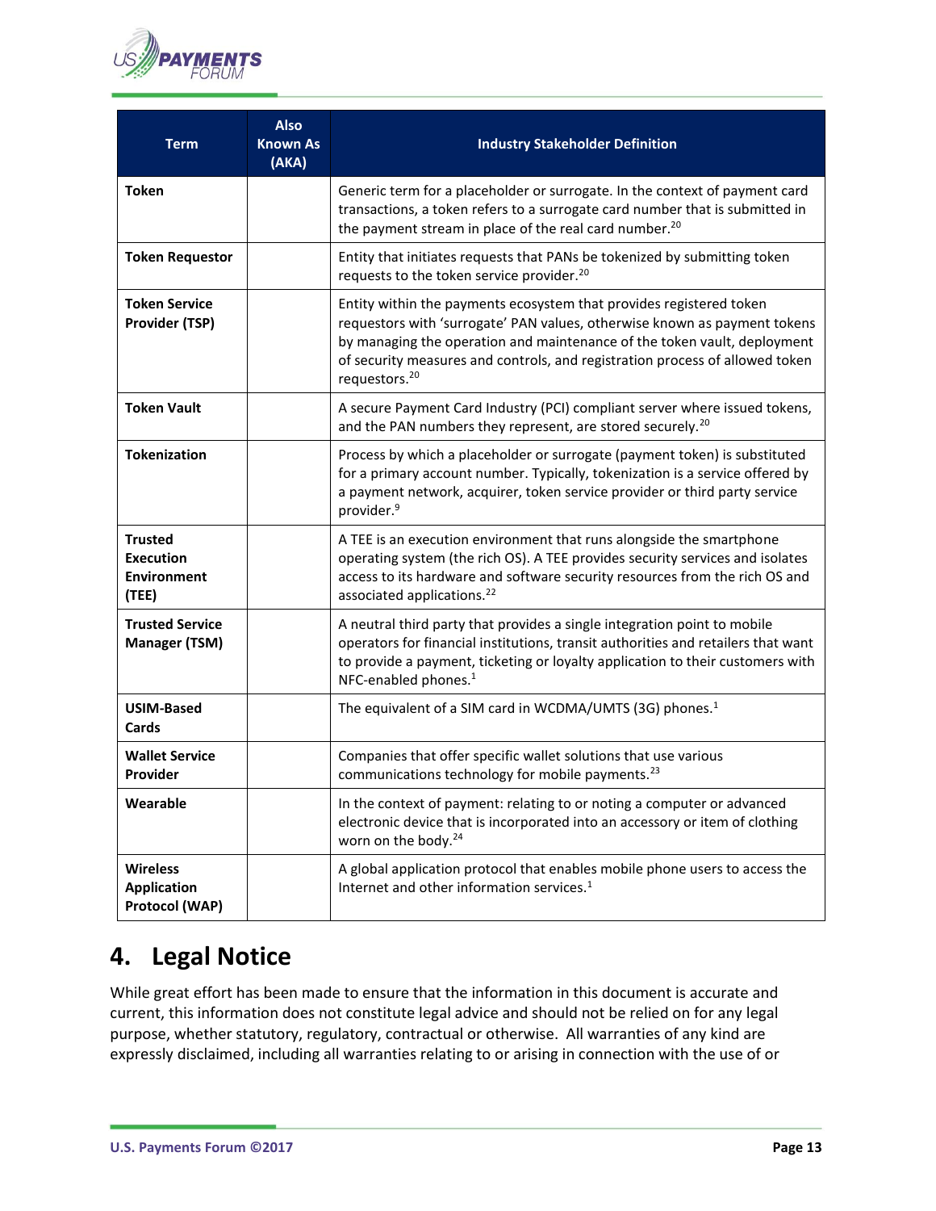| Term | Also Known As (AKA) | Industry Stakeholder Definition |
|---|---|---|
| **Token** | | Generic term for a placeholder or surrogate. In the context of payment card transactions, a token refers to a surrogate card number that is submitted in the payment stream in place of the real card number.[20] |
| **Token Requestor** | | Entity that initiates requests that PANs be tokenized by submitting token requests to the token service provider.[20] |
| **Token Service Provider (TSP)** | | Entity within the payments ecosystem that provides registered token requestors with 'surrogate' PAN values, otherwise known as payment tokens by managing the operation and maintenance of the token vault, deployment of security measures and controls, and registration process of allowed token requestors.[20] |
| **Token Vault** | | A secure Payment Card Industry (PCI) compliant server where issued tokens, and the PAN numbers they represent, are stored securely.[20] |
| **Tokenization** | | Process by which a placeholder or surrogate (payment token) is substituted for a primary account number. Typically, tokenization is a service offered by a payment network, acquirer, token service provider or third party service provider.[9] |
| **Trusted Execution Environment (TEE)** | | A TEE is an execution environment that runs alongside the smartphone operating system (the rich OS). A TEE provides security services and isolates access to its hardware and software security resources from the rich OS and associated applications.[22] |
| **Trusted Service Manager (TSM)** | | A neutral third party that provides a single integration point to mobile operators for financial institutions, transit authorities and retailers that want to provide a payment, ticketing or loyalty application to their customers with NFC-enabled phones.[1] |
| **USIM-Based Cards** | | The equivalent of a SIM card in WCDMA/UMTS (3G) phones.[1] |
| **Wallet Service Provider** | | Companies that offer specific wallet solutions that use various communications technology for mobile payments.[23] |
| **Wearable** | | In the context of payment: relating to or noting a computer or advanced electronic device that is incorporated into an accessory or item of clothing worn on the body.[24] |
| **Wireless Application Protocol (WAP)** | | A global application protocol that enables mobile phone users to access the Internet and other information services.[1] |

# 4. Legal Notice

While great effort has been made to ensure that the information in this document is accurate and current, this information does not constitute legal advice and should not be relied on for any legal purpose, whether statutory, regulatory, contractual or otherwise. All warranties of any kind are expressly disclaimed, including all warranties relating to or arising in connection with the use of or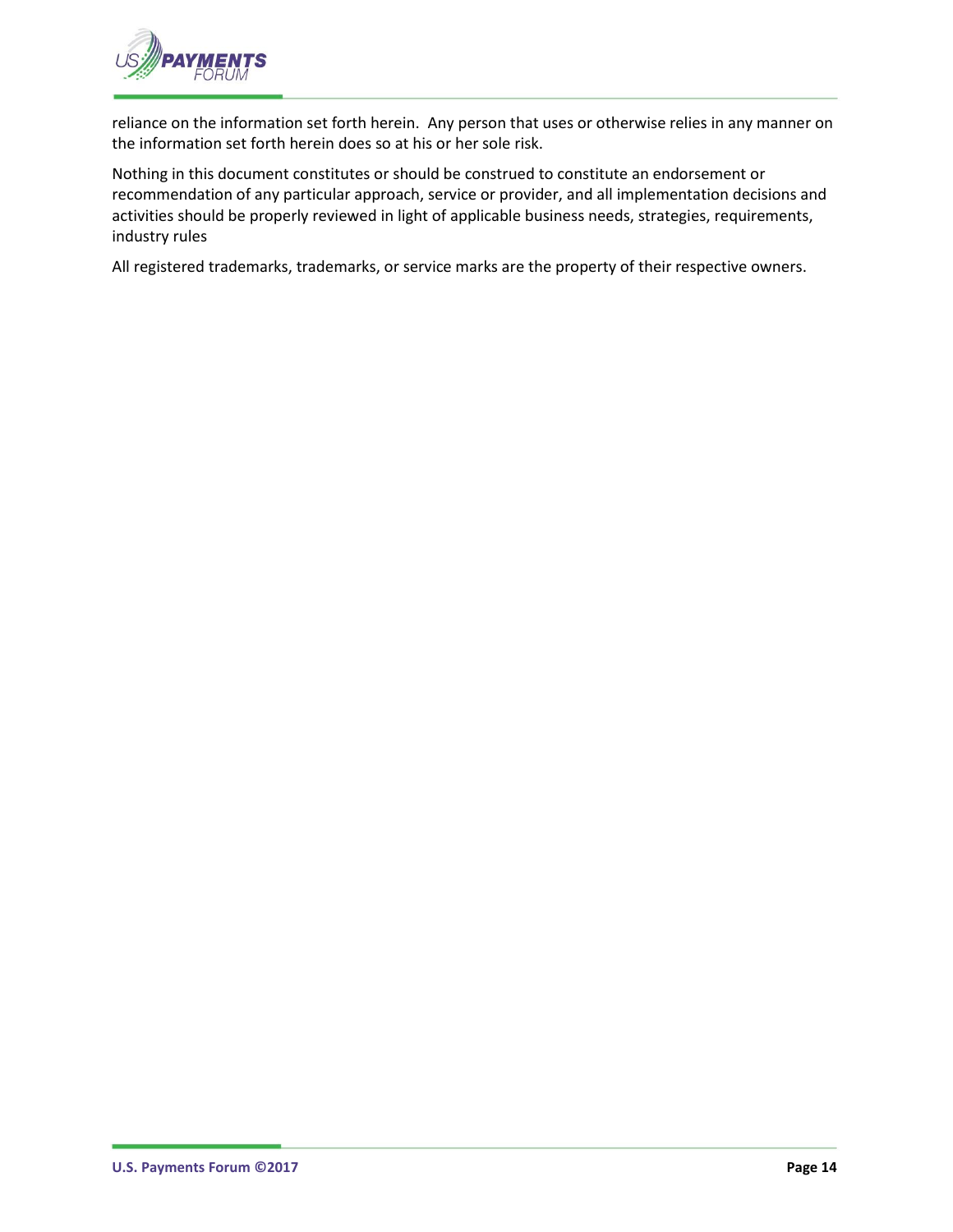reliance on the information set forth herein. Any person that uses or otherwise relies in any manner on the information set forth herein does so at his or her sole risk.

Nothing in this document constitutes or should be construed to constitute an endorsement or recommendation of any particular approach, service or provider, and all implementation decisions and activities should be properly reviewed in light of applicable business needs, strategies, requirements, industry rules

All registered trademarks, trademarks, or service marks are the property of their respective owners.